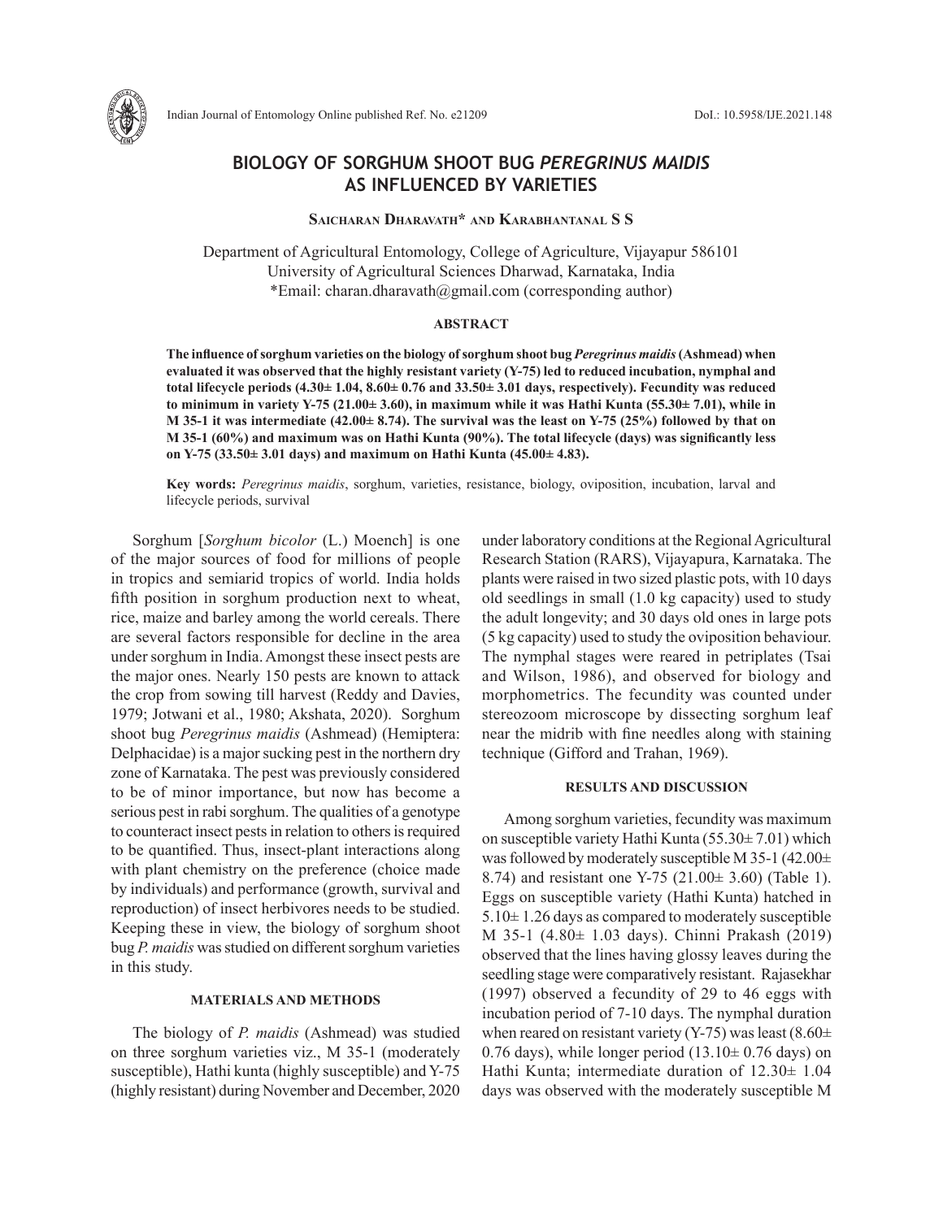# BIOLOGY OF SORGHUM SHOOT BUG *PEREGRINUS MAIDIS* AS INFLUENCED BY VARIETIES

**Saicharan Dharavath\* and Karabhantanal S S**

Department of Agricultural Entomology, College of Agriculture, Vijayapur 586101
University of Agricultural Sciences Dharwad, Karnataka, India
\*Email: charan.dharavath@gmail.com (corresponding author)

## ABSTRACT

**The influence of sorghum varieties on the biology of sorghum shoot bug *Peregrinus maidis* (Ashmead) when evaluated it was observed that the highly resistant variety (Y-75) led to reduced incubation, nymphal and total lifecycle periods (4.30± 1.04, 8.60± 0.76 and 33.50± 3.01 days, respectively). Fecundity was reduced to minimum in variety Y-75 (21.00± 3.60), in maximum while it was Hathi Kunta (55.30± 7.01), while in M 35-1 it was intermediate (42.00± 8.74). The survival was the least on Y-75 (25%) followed by that on M 35-1 (60%) and maximum was on Hathi Kunta (90%). The total lifecycle (days) was significantly less on Y-75 (33.50± 3.01 days) and maximum on Hathi Kunta (45.00± 4.83).**

**Key words:** *Peregrinus maidis*, sorghum, varieties, resistance, biology, oviposition, incubation, larval and lifecycle periods, survival

Sorghum [*Sorghum bicolor* (L.) Moench] is one of the major sources of food for millions of people in tropics and semiarid tropics of world. India holds fifth position in sorghum production next to wheat, rice, maize and barley among the world cereals. There are several factors responsible for decline in the area under sorghum in India. Amongst these insect pests are the major ones. Nearly 150 pests are known to attack the crop from sowing till harvest (Reddy and Davies, 1979; Jotwani et al., 1980; Akshata, 2020). Sorghum shoot bug *Peregrinus maidis* (Ashmead) (Hemiptera: Delphacidae) is a major sucking pest in the northern dry zone of Karnataka. The pest was previously considered to be of minor importance, but now has become a serious pest in rabi sorghum. The qualities of a genotype to counteract insect pests in relation to others is required to be quantified. Thus, insect-plant interactions along with plant chemistry on the preference (choice made by individuals) and performance (growth, survival and reproduction) of insect herbivores needs to be studied. Keeping these in view, the biology of sorghum shoot bug *P. maidis* was studied on different sorghum varieties in this study.

## MATERIALS AND METHODS

The biology of *P. maidis* (Ashmead) was studied on three sorghum varieties viz., M 35-1 (moderately susceptible), Hathi kunta (highly susceptible) and Y-75 (highly resistant) during November and December, 2020 under laboratory conditions at the Regional Agricultural Research Station (RARS), Vijayapura, Karnataka. The plants were raised in two sized plastic pots, with 10 days old seedlings in small (1.0 kg capacity) used to study the adult longevity; and 30 days old ones in large pots (5 kg capacity) used to study the oviposition behaviour. The nymphal stages were reared in petriplates (Tsai and Wilson, 1986), and observed for biology and morphometrics. The fecundity was counted under stereozoom microscope by dissecting sorghum leaf near the midrib with fine needles along with staining technique (Gifford and Trahan, 1969).

## RESULTS AND DISCUSSION

Among sorghum varieties, fecundity was maximum on susceptible variety Hathi Kunta (55.30± 7.01) which was followed by moderately susceptible M 35-1 (42.00± 8.74) and resistant one Y-75 (21.00± 3.60) (Table 1). Eggs on susceptible variety (Hathi Kunta) hatched in 5.10± 1.26 days as compared to moderately susceptible M 35-1 (4.80± 1.03 days). Chinni Prakash (2019) observed that the lines having glossy leaves during the seedling stage were comparatively resistant. Rajasekhar (1997) observed a fecundity of 29 to 46 eggs with incubation period of 7-10 days. The nymphal duration when reared on resistant variety (Y-75) was least (8.60± 0.76 days), while longer period (13.10± 0.76 days) on Hathi Kunta; intermediate duration of 12.30± 1.04 days was observed with the moderately susceptible M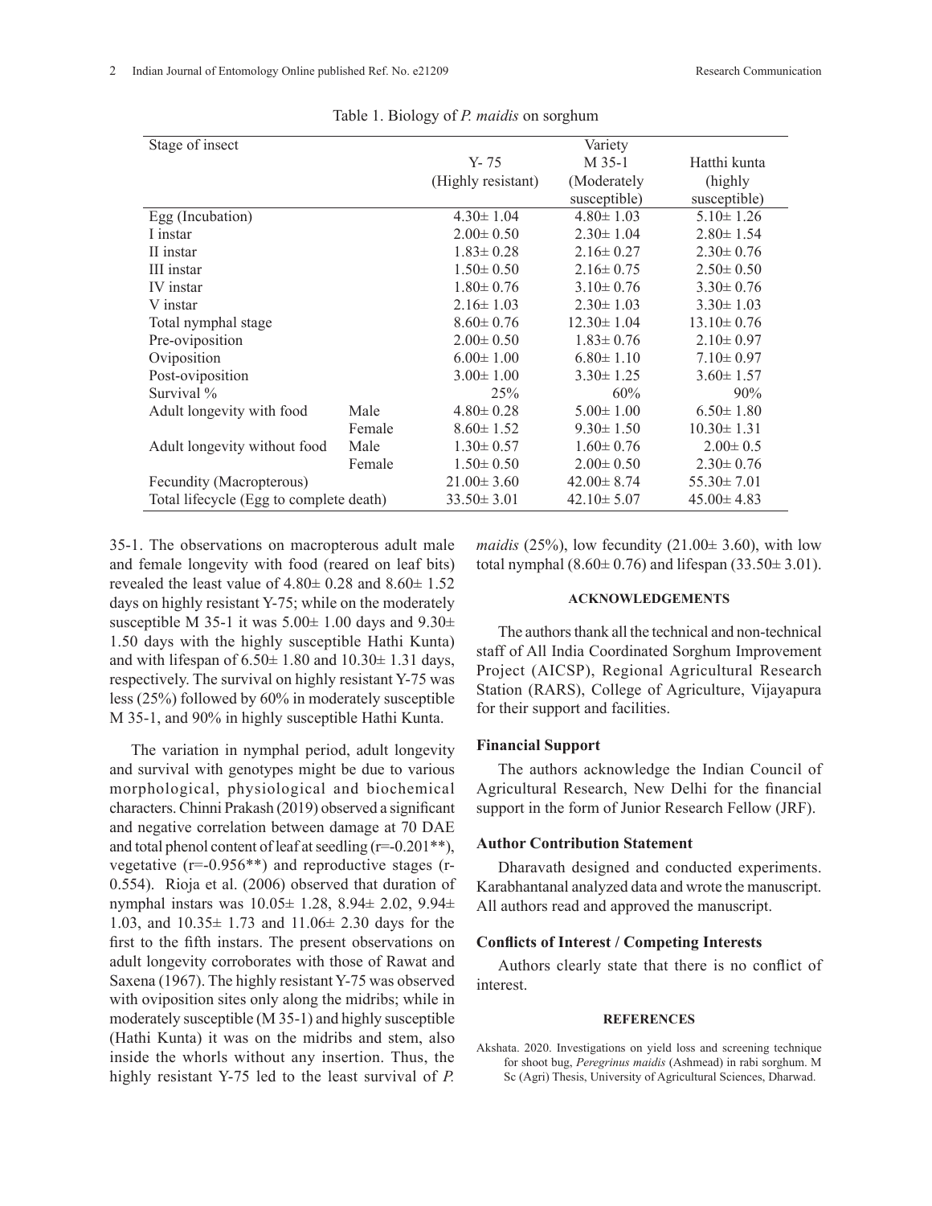Table 1. Biology of *P. maidis* on sorghum

| Stage of insect | | Variety | | |
|---|---|---|---|---|
| | | Y- 75 (Highly resistant) | M 35-1 (Moderately susceptible) | Hatthi kunta (highly susceptible) |
| Egg (Incubation) | | 4.30± 1.04 | 4.80± 1.03 | 5.10± 1.26 |
| I instar | | 2.00± 0.50 | 2.30± 1.04 | 2.80± 1.54 |
| II instar | | 1.83± 0.28 | 2.16± 0.27 | 2.30± 0.76 |
| III instar | | 1.50± 0.50 | 2.16± 0.75 | 2.50± 0.50 |
| IV instar | | 1.80± 0.76 | 3.10± 0.76 | 3.30± 0.76 |
| V instar | | 2.16± 1.03 | 2.30± 1.03 | 3.30± 1.03 |
| Total nymphal stage | | 8.60± 0.76 | 12.30± 1.04 | 13.10± 0.76 |
| Pre-oviposition | | 2.00± 0.50 | 1.83± 0.76 | 2.10± 0.97 |
| Oviposition | | 6.00± 1.00 | 6.80± 1.10 | 7.10± 0.97 |
| Post-oviposition | | 3.00± 1.00 | 3.30± 1.25 | 3.60± 1.57 |
| Survival % | | 25% | 60% | 90% |
| Adult longevity with food | Male | 4.80± 0.28 | 5.00± 1.00 | 6.50± 1.80 |
| | Female | 8.60± 1.52 | 9.30± 1.50 | 10.30± 1.31 |
| Adult longevity without food | Male | 1.30± 0.57 | 1.60± 0.76 | 2.00± 0.5 |
| | Female | 1.50± 0.50 | 2.00± 0.50 | 2.30± 0.76 |
| Fecundity (Macropterous) | | 21.00± 3.60 | 42.00± 8.74 | 55.30± 7.01 |
| Total lifecycle (Egg to complete death) | | 33.50± 3.01 | 42.10± 5.07 | 45.00± 4.83 |

35-1. The observations on macropterous adult male and female longevity with food (reared on leaf bits) revealed the least value of 4.80± 0.28 and 8.60± 1.52 days on highly resistant Y-75; while on the moderately susceptible M 35-1 it was 5.00± 1.00 days and 9.30± 1.50 days with the highly susceptible Hathi Kunta) and with lifespan of 6.50± 1.80 and 10.30± 1.31 days, respectively. The survival on highly resistant Y-75 was less (25%) followed by 60% in moderately susceptible M 35-1, and 90% in highly susceptible Hathi Kunta.

The variation in nymphal period, adult longevity and survival with genotypes might be due to various morphological, physiological and biochemical characters. Chinni Prakash (2019) observed a significant and negative correlation between damage at 70 DAE and total phenol content of leaf at seedling (r=-0.201**), vegetative (r=-0.956**) and reproductive stages (r-0.554). Rioja et al. (2006) observed that duration of nymphal instars was 10.05± 1.28, 8.94± 2.02, 9.94± 1.03, and 10.35± 1.73 and 11.06± 2.30 days for the first to the fifth instars. The present observations on adult longevity corroborates with those of Rawat and Saxena (1967). The highly resistant Y-75 was observed with oviposition sites only along the midribs; while in moderately susceptible (M 35-1) and highly susceptible (Hathi Kunta) it was on the midribs and stem, also inside the whorls without any insertion. Thus, the highly resistant Y-75 led to the least survival of *P. maidis* (25%), low fecundity (21.00± 3.60), with low total nymphal (8.60± 0.76) and lifespan (33.50± 3.01).

## ACKNOWLEDGEMENTS

The authors thank all the technical and non-technical staff of All India Coordinated Sorghum Improvement Project (AICSP), Regional Agricultural Research Station (RARS), College of Agriculture, Vijayapura for their support and facilities.

### Financial Support

The authors acknowledge the Indian Council of Agricultural Research, New Delhi for the financial support in the form of Junior Research Fellow (JRF).

### Author Contribution Statement

Dharavath designed and conducted experiments. Karabhantanal analyzed data and wrote the manuscript. All authors read and approved the manuscript.

### Conflicts of Interest / Competing Interests

Authors clearly state that there is no conflict of interest.

## REFERENCES

Akshata. 2020. Investigations on yield loss and screening technique for shoot bug, *Peregrinus maidis* (Ashmead) in rabi sorghum. M Sc (Agri) Thesis, University of Agricultural Sciences, Dharwad.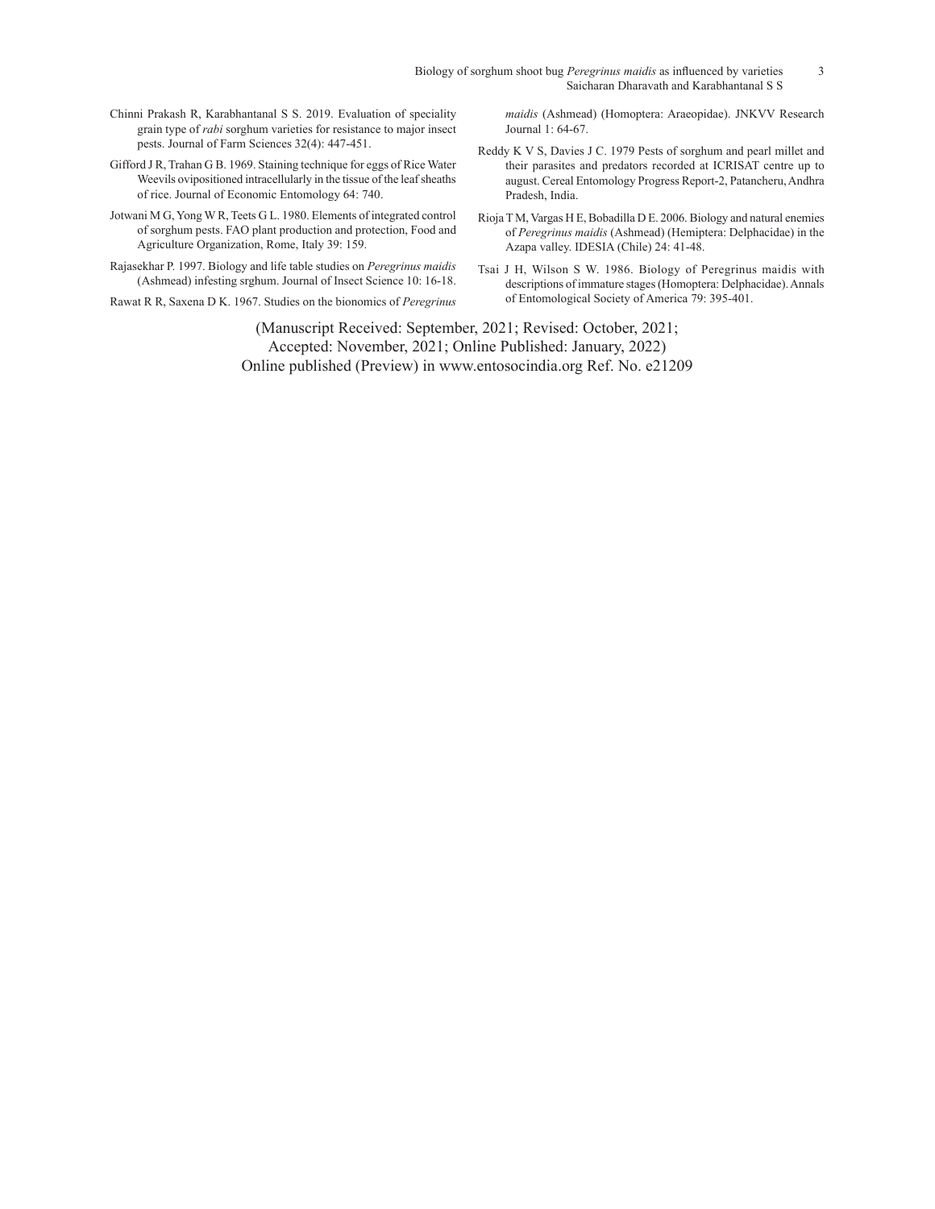Chinni Prakash R, Karabhantanal S S. 2019. Evaluation of speciality grain type of *rabi* sorghum varieties for resistance to major insect pests. Journal of Farm Sciences 32(4): 447-451.

Gifford J R, Trahan G B. 1969. Staining technique for eggs of Rice Water Weevils ovipositioned intracellularly in the tissue of the leaf sheaths of rice. Journal of Economic Entomology 64: 740.

Jotwani M G, Yong W R, Teets G L. 1980. Elements of integrated control of sorghum pests. FAO plant production and protection, Food and Agriculture Organization, Rome, Italy 39: 159.

Rajasekhar P. 1997. Biology and life table studies on *Peregrinus maidis* (Ashmead) infesting srghum. Journal of Insect Science 10: 16-18.

Rawat R R, Saxena D K. 1967. Studies on the bionomics of *Peregrinus maidis* (Ashmead) (Homoptera: Araeopidae). JNKVV Research Journal 1: 64-67.

Reddy K V S, Davies J C. 1979 Pests of sorghum and pearl millet and their parasites and predators recorded at ICRISAT centre up to august. Cereal Entomology Progress Report-2, Patancheru, Andhra Pradesh, India.

Rioja T M, Vargas H E, Bobadilla D E. 2006. Biology and natural enemies of *Peregrinus maidis* (Ashmead) (Hemiptera: Delphacidae) in the Azapa valley. IDESIA (Chile) 24: 41-48.

Tsai J H, Wilson S W. 1986. Biology of Peregrinus maidis with descriptions of immature stages (Homoptera: Delphacidae). Annals of Entomological Society of America 79: 395-401.

(Manuscript Received: September, 2021; Revised: October, 2021; Accepted: November, 2021; Online Published: January, 2022)
Online published (Preview) in www.entosocindia.org Ref. No. e21209